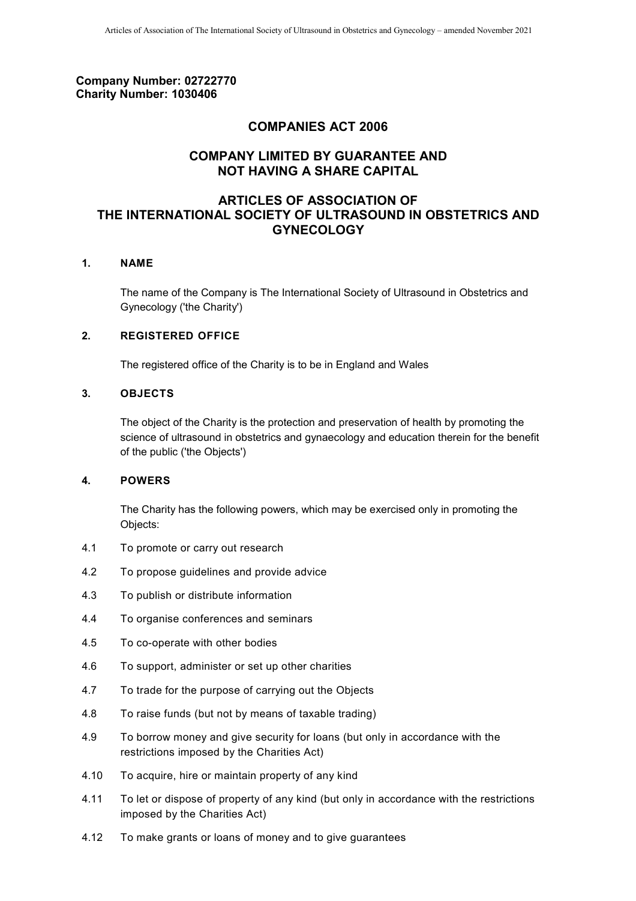**Company Number: 02722770**
**Charity Number: 1030406**

## COMPANIES ACT 2006

## COMPANY LIMITED BY GUARANTEE AND NOT HAVING A SHARE CAPITAL

# ARTICLES OF ASSOCIATION OF THE INTERNATIONAL SOCIETY OF ULTRASOUND IN OBSTETRICS AND GYNECOLOGY

### 1. NAME

The name of the Company is The International Society of Ultrasound in Obstetrics and Gynecology ('the Charity')

### 2. REGISTERED OFFICE

The registered office of the Charity is to be in England and Wales

### 3. OBJECTS

The object of the Charity is the protection and preservation of health by promoting the science of ultrasound in obstetrics and gynaecology and education therein for the benefit of the public ('the Objects')

### 4. POWERS

The Charity has the following powers, which may be exercised only in promoting the Objects:

4.1 To promote or carry out research

4.2 To propose guidelines and provide advice

4.3 To publish or distribute information

4.4 To organise conferences and seminars

4.5 To co-operate with other bodies

4.6 To support, administer or set up other charities

4.7 To trade for the purpose of carrying out the Objects

4.8 To raise funds (but not by means of taxable trading)

4.9 To borrow money and give security for loans (but only in accordance with the restrictions imposed by the Charities Act)

4.10 To acquire, hire or maintain property of any kind

4.11 To let or dispose of property of any kind (but only in accordance with the restrictions imposed by the Charities Act)

4.12 To make grants or loans of money and to give guarantees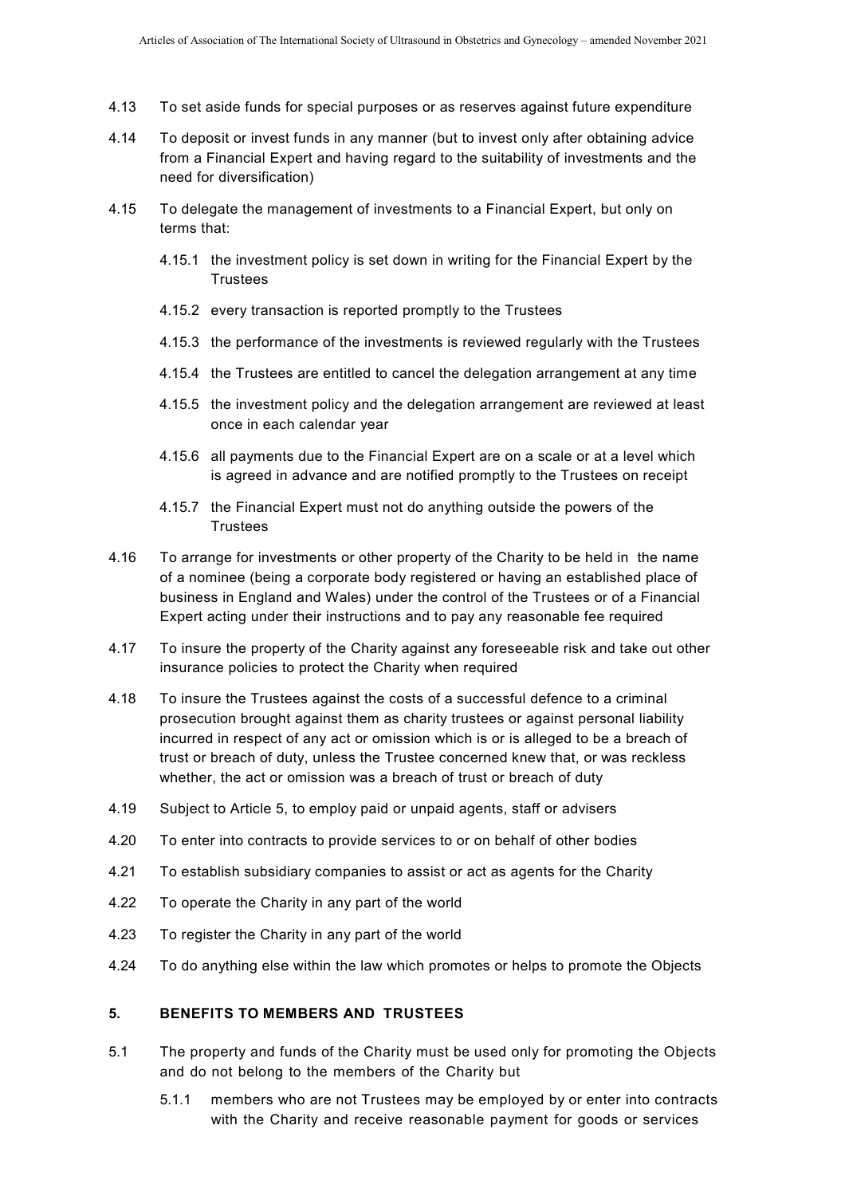4.13 To set aside funds for special purposes or as reserves against future expenditure

4.14 To deposit or invest funds in any manner (but to invest only after obtaining advice from a Financial Expert and having regard to the suitability of investments and the need for diversification)

4.15 To delegate the management of investments to a Financial Expert, but only on terms that:

4.15.1 the investment policy is set down in writing for the Financial Expert by the Trustees

4.15.2 every transaction is reported promptly to the Trustees

4.15.3 the performance of the investments is reviewed regularly with the Trustees

4.15.4 the Trustees are entitled to cancel the delegation arrangement at any time

4.15.5 the investment policy and the delegation arrangement are reviewed at least once in each calendar year

4.15.6 all payments due to the Financial Expert are on a scale or at a level which is agreed in advance and are notified promptly to the Trustees on receipt

4.15.7 the Financial Expert must not do anything outside the powers of the Trustees

4.16 To arrange for investments or other property of the Charity to be held in the name of a nominee (being a corporate body registered or having an established place of business in England and Wales) under the control of the Trustees or of a Financial Expert acting under their instructions and to pay any reasonable fee required

4.17 To insure the property of the Charity against any foreseeable risk and take out other insurance policies to protect the Charity when required

4.18 To insure the Trustees against the costs of a successful defence to a criminal prosecution brought against them as charity trustees or against personal liability incurred in respect of any act or omission which is or is alleged to be a breach of trust or breach of duty, unless the Trustee concerned knew that, or was reckless whether, the act or omission was a breach of trust or breach of duty

4.19 Subject to Article 5, to employ paid or unpaid agents, staff or advisers

4.20 To enter into contracts to provide services to or on behalf of other bodies

4.21 To establish subsidiary companies to assist or act as agents for the Charity

4.22 To operate the Charity in any part of the world

4.23 To register the Charity in any part of the world

4.24 To do anything else within the law which promotes or helps to promote the Objects

## 5. BENEFITS TO MEMBERS AND TRUSTEES

5.1 The property and funds of the Charity must be used only for promoting the Objects and do not belong to the members of the Charity but

5.1.1 members who are not Trustees may be employed by or enter into contracts with the Charity and receive reasonable payment for goods or services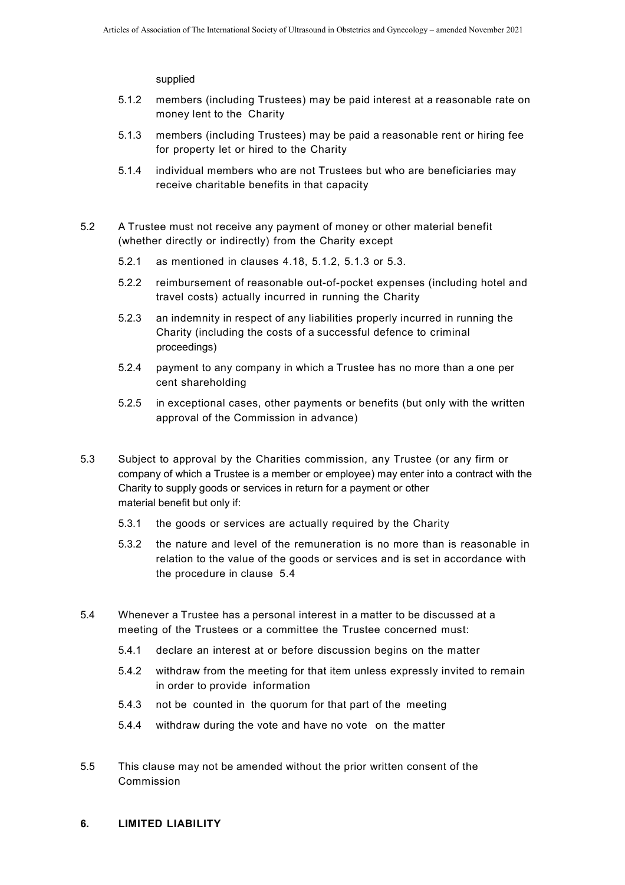supplied

5.1.2 members (including Trustees) may be paid interest at a reasonable rate on money lent to the Charity

5.1.3 members (including Trustees) may be paid a reasonable rent or hiring fee for property let or hired to the Charity

5.1.4 individual members who are not Trustees but who are beneficiaries may receive charitable benefits in that capacity

5.2 A Trustee must not receive any payment of money or other material benefit (whether directly or indirectly) from the Charity except

5.2.1 as mentioned in clauses 4.18, 5.1.2, 5.1.3 or 5.3.

5.2.2 reimbursement of reasonable out-of-pocket expenses (including hotel and travel costs) actually incurred in running the Charity

5.2.3 an indemnity in respect of any liabilities properly incurred in running the Charity (including the costs of a successful defence to criminal proceedings)

5.2.4 payment to any company in which a Trustee has no more than a one per cent shareholding

5.2.5 in exceptional cases, other payments or benefits (but only with the written approval of the Commission in advance)

5.3 Subject to approval by the Charities commission, any Trustee (or any firm or company of which a Trustee is a member or employee) may enter into a contract with the Charity to supply goods or services in return for a payment or other material benefit but only if:

5.3.1 the goods or services are actually required by the Charity

5.3.2 the nature and level of the remuneration is no more than is reasonable in relation to the value of the goods or services and is set in accordance with the procedure in clause 5.4

5.4 Whenever a Trustee has a personal interest in a matter to be discussed at a meeting of the Trustees or a committee the Trustee concerned must:

5.4.1 declare an interest at or before discussion begins on the matter

5.4.2 withdraw from the meeting for that item unless expressly invited to remain in order to provide information

5.4.3 not be counted in the quorum for that part of the meeting

5.4.4 withdraw during the vote and have no vote on the matter

5.5 This clause may not be amended without the prior written consent of the Commission

## 6. LIMITED LIABILITY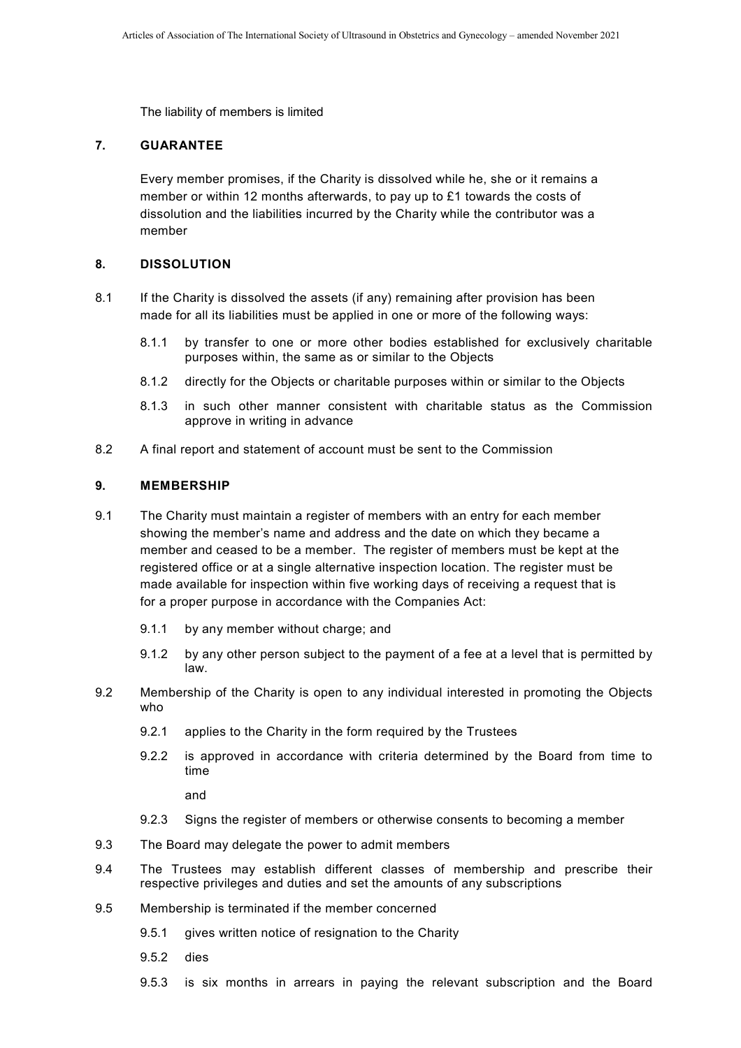The liability of members is limited

## 7. GUARANTEE

Every member promises, if the Charity is dissolved while he, she or it remains a member or within 12 months afterwards, to pay up to £1 towards the costs of dissolution and the liabilities incurred by the Charity while the contributor was a member

## 8. DISSOLUTION

8.1 If the Charity is dissolved the assets (if any) remaining after provision has been made for all its liabilities must be applied in one or more of the following ways:

- 8.1.1 by transfer to one or more other bodies established for exclusively charitable purposes within, the same as or similar to the Objects
- 8.1.2 directly for the Objects or charitable purposes within or similar to the Objects
- 8.1.3 in such other manner consistent with charitable status as the Commission approve in writing in advance

8.2 A final report and statement of account must be sent to the Commission

## 9. MEMBERSHIP

9.1 The Charity must maintain a register of members with an entry for each member showing the member's name and address and the date on which they became a member and ceased to be a member. The register of members must be kept at the registered office or at a single alternative inspection location. The register must be made available for inspection within five working days of receiving a request that is for a proper purpose in accordance with the Companies Act:

- 9.1.1 by any member without charge; and
- 9.1.2 by any other person subject to the payment of a fee at a level that is permitted by law.

9.2 Membership of the Charity is open to any individual interested in promoting the Objects who

- 9.2.1 applies to the Charity in the form required by the Trustees
- 9.2.2 is approved in accordance with criteria determined by the Board from time to time

  and

- 9.2.3 Signs the register of members or otherwise consents to becoming a member

9.3 The Board may delegate the power to admit members

9.4 The Trustees may establish different classes of membership and prescribe their respective privileges and duties and set the amounts of any subscriptions

9.5 Membership is terminated if the member concerned

- 9.5.1 gives written notice of resignation to the Charity
- 9.5.2 dies
- 9.5.3 is six months in arrears in paying the relevant subscription and the Board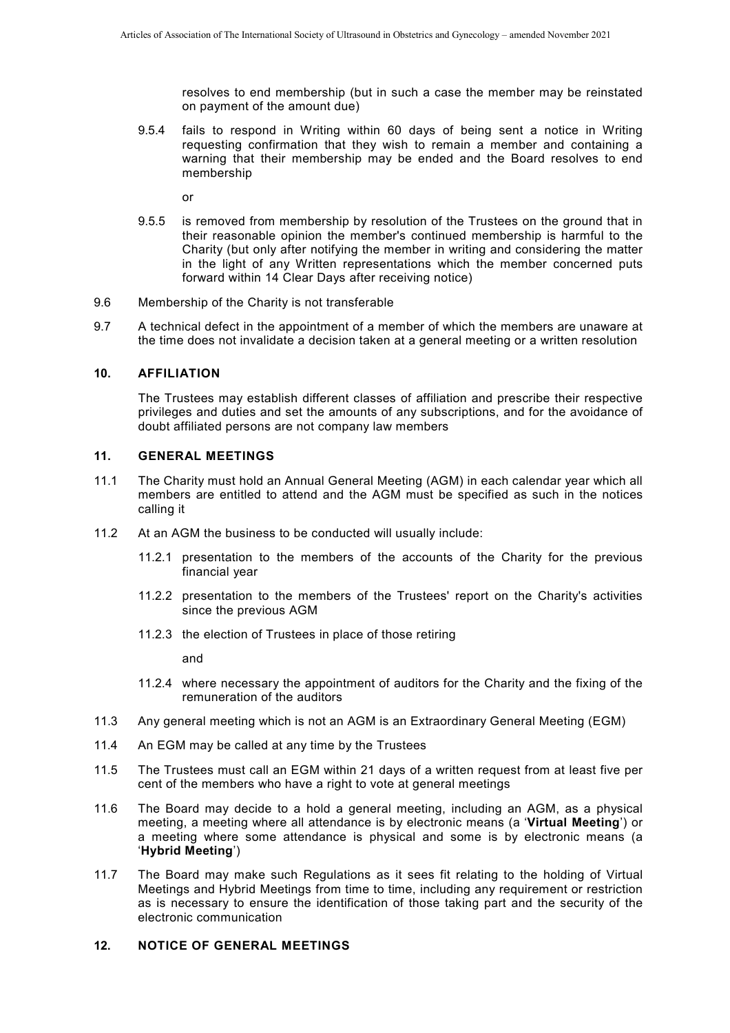resolves to end membership (but in such a case the member may be reinstated on payment of the amount due)

9.5.4 fails to respond in Writing within 60 days of being sent a notice in Writing requesting confirmation that they wish to remain a member and containing a warning that their membership may be ended and the Board resolves to end membership

or

9.5.5 is removed from membership by resolution of the Trustees on the ground that in their reasonable opinion the member's continued membership is harmful to the Charity (but only after notifying the member in writing and considering the matter in the light of any Written representations which the member concerned puts forward within 14 Clear Days after receiving notice)

9.6 Membership of the Charity is not transferable

9.7 A technical defect in the appointment of a member of which the members are unaware at the time does not invalidate a decision taken at a general meeting or a written resolution

## 10. AFFILIATION

The Trustees may establish different classes of affiliation and prescribe their respective privileges and duties and set the amounts of any subscriptions, and for the avoidance of doubt affiliated persons are not company law members

## 11. GENERAL MEETINGS

11.1 The Charity must hold an Annual General Meeting (AGM) in each calendar year which all members are entitled to attend and the AGM must be specified as such in the notices calling it

11.2 At an AGM the business to be conducted will usually include:

11.2.1 presentation to the members of the accounts of the Charity for the previous financial year

11.2.2 presentation to the members of the Trustees' report on the Charity's activities since the previous AGM

11.2.3 the election of Trustees in place of those retiring

and

11.2.4 where necessary the appointment of auditors for the Charity and the fixing of the remuneration of the auditors

11.3 Any general meeting which is not an AGM is an Extraordinary General Meeting (EGM)

11.4 An EGM may be called at any time by the Trustees

11.5 The Trustees must call an EGM within 21 days of a written request from at least five per cent of the members who have a right to vote at general meetings

11.6 The Board may decide to a hold a general meeting, including an AGM, as a physical meeting, a meeting where all attendance is by electronic means (a '**Virtual Meeting**') or a meeting where some attendance is physical and some is by electronic means (a '**Hybrid Meeting**')

11.7 The Board may make such Regulations as it sees fit relating to the holding of Virtual Meetings and Hybrid Meetings from time to time, including any requirement or restriction as is necessary to ensure the identification of those taking part and the security of the electronic communication

## 12. NOTICE OF GENERAL MEETINGS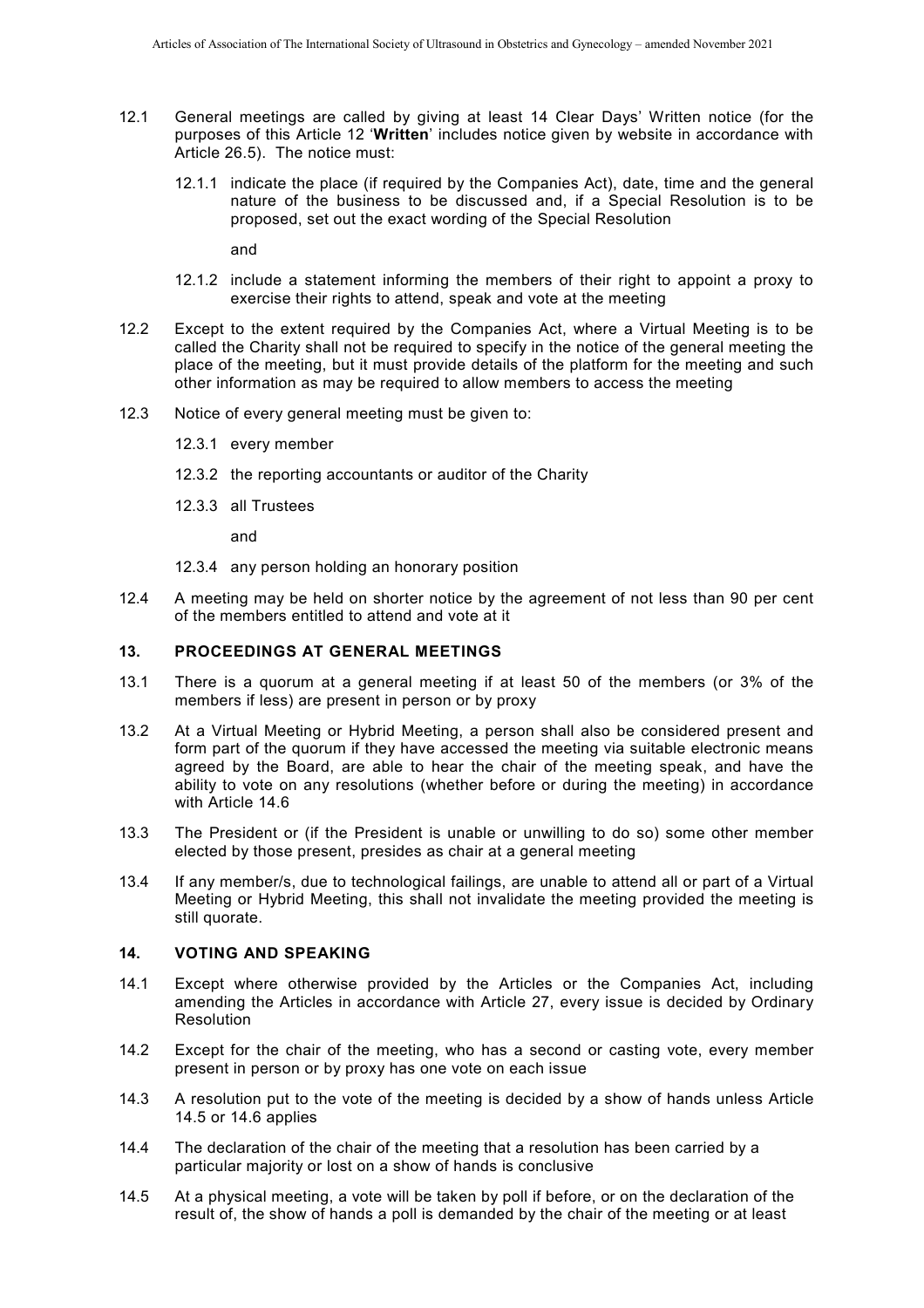12.1 General meetings are called by giving at least 14 Clear Days' Written notice (for the purposes of this Article 12 '**Written**' includes notice given by website in accordance with Article 26.5). The notice must:

12.1.1 indicate the place (if required by the Companies Act), date, time and the general nature of the business to be discussed and, if a Special Resolution is to be proposed, set out the exact wording of the Special Resolution

and

12.1.2 include a statement informing the members of their right to appoint a proxy to exercise their rights to attend, speak and vote at the meeting

12.2 Except to the extent required by the Companies Act, where a Virtual Meeting is to be called the Charity shall not be required to specify in the notice of the general meeting the place of the meeting, but it must provide details of the platform for the meeting and such other information as may be required to allow members to access the meeting

12.3 Notice of every general meeting must be given to:

12.3.1 every member

12.3.2 the reporting accountants or auditor of the Charity

12.3.3 all Trustees

and

12.3.4 any person holding an honorary position

12.4 A meeting may be held on shorter notice by the agreement of not less than 90 per cent of the members entitled to attend and vote at it

## 13. PROCEEDINGS AT GENERAL MEETINGS

13.1 There is a quorum at a general meeting if at least 50 of the members (or 3% of the members if less) are present in person or by proxy

13.2 At a Virtual Meeting or Hybrid Meeting, a person shall also be considered present and form part of the quorum if they have accessed the meeting via suitable electronic means agreed by the Board, are able to hear the chair of the meeting speak, and have the ability to vote on any resolutions (whether before or during the meeting) in accordance with Article 14.6

13.3 The President or (if the President is unable or unwilling to do so) some other member elected by those present, presides as chair at a general meeting

13.4 If any member/s, due to technological failings, are unable to attend all or part of a Virtual Meeting or Hybrid Meeting, this shall not invalidate the meeting provided the meeting is still quorate.

## 14. VOTING AND SPEAKING

14.1 Except where otherwise provided by the Articles or the Companies Act, including amending the Articles in accordance with Article 27, every issue is decided by Ordinary Resolution

14.2 Except for the chair of the meeting, who has a second or casting vote, every member present in person or by proxy has one vote on each issue

14.3 A resolution put to the vote of the meeting is decided by a show of hands unless Article 14.5 or 14.6 applies

14.4 The declaration of the chair of the meeting that a resolution has been carried by a particular majority or lost on a show of hands is conclusive

14.5 At a physical meeting, a vote will be taken by poll if before, or on the declaration of the result of, the show of hands a poll is demanded by the chair of the meeting or at least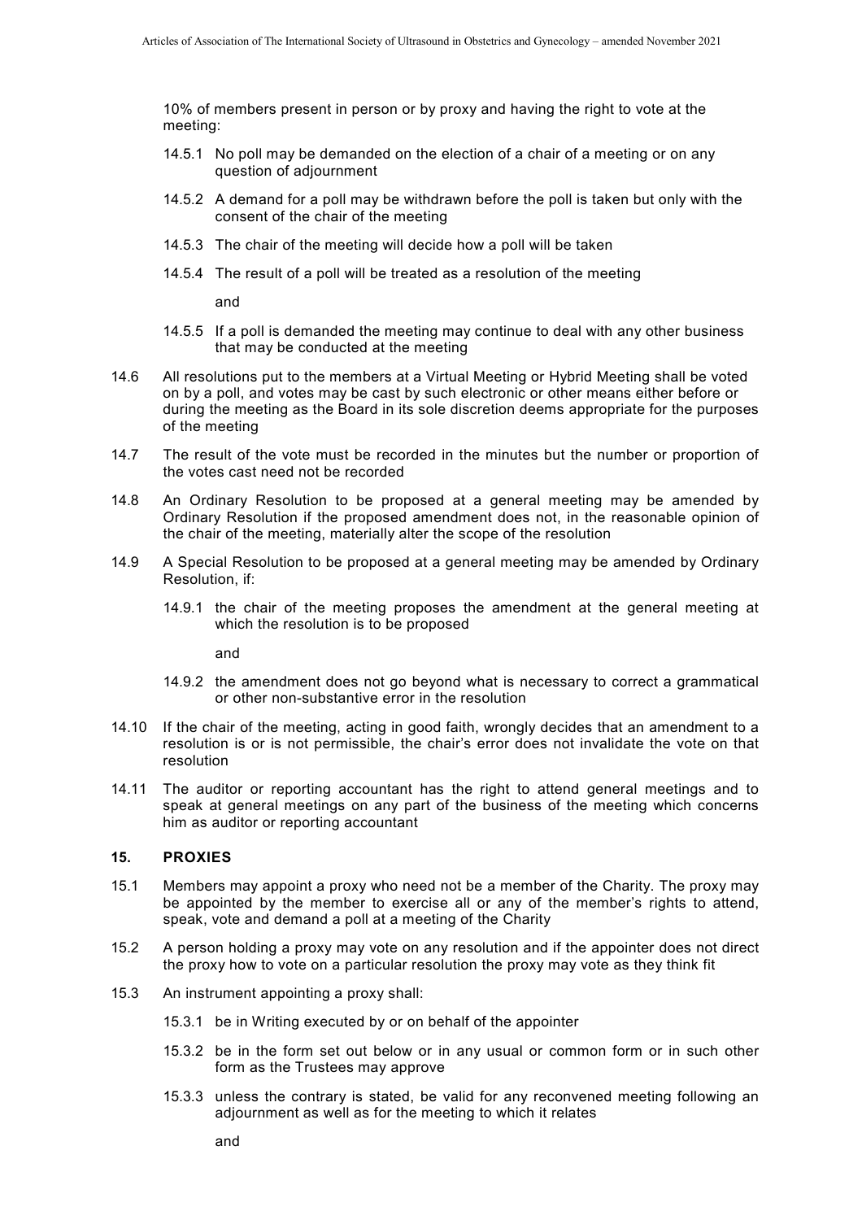10% of members present in person or by proxy and having the right to vote at the meeting:

14.5.1 No poll may be demanded on the election of a chair of a meeting or on any question of adjournment

14.5.2 A demand for a poll may be withdrawn before the poll is taken but only with the consent of the chair of the meeting

14.5.3 The chair of the meeting will decide how a poll will be taken

14.5.4 The result of a poll will be treated as a resolution of the meeting

and

14.5.5 If a poll is demanded the meeting may continue to deal with any other business that may be conducted at the meeting

14.6 All resolutions put to the members at a Virtual Meeting or Hybrid Meeting shall be voted on by a poll, and votes may be cast by such electronic or other means either before or during the meeting as the Board in its sole discretion deems appropriate for the purposes of the meeting

14.7 The result of the vote must be recorded in the minutes but the number or proportion of the votes cast need not be recorded

14.8 An Ordinary Resolution to be proposed at a general meeting may be amended by Ordinary Resolution if the proposed amendment does not, in the reasonable opinion of the chair of the meeting, materially alter the scope of the resolution

14.9 A Special Resolution to be proposed at a general meeting may be amended by Ordinary Resolution, if:

14.9.1 the chair of the meeting proposes the amendment at the general meeting at which the resolution is to be proposed

and

14.9.2 the amendment does not go beyond what is necessary to correct a grammatical or other non-substantive error in the resolution

14.10 If the chair of the meeting, acting in good faith, wrongly decides that an amendment to a resolution is or is not permissible, the chair's error does not invalidate the vote on that resolution

14.11 The auditor or reporting accountant has the right to attend general meetings and to speak at general meetings on any part of the business of the meeting which concerns him as auditor or reporting accountant

## 15. PROXIES

15.1 Members may appoint a proxy who need not be a member of the Charity. The proxy may be appointed by the member to exercise all or any of the member's rights to attend, speak, vote and demand a poll at a meeting of the Charity

15.2 A person holding a proxy may vote on any resolution and if the appointer does not direct the proxy how to vote on a particular resolution the proxy may vote as they think fit

15.3 An instrument appointing a proxy shall:

15.3.1 be in Writing executed by or on behalf of the appointer

15.3.2 be in the form set out below or in any usual or common form or in such other form as the Trustees may approve

15.3.3 unless the contrary is stated, be valid for any reconvened meeting following an adjournment as well as for the meeting to which it relates

and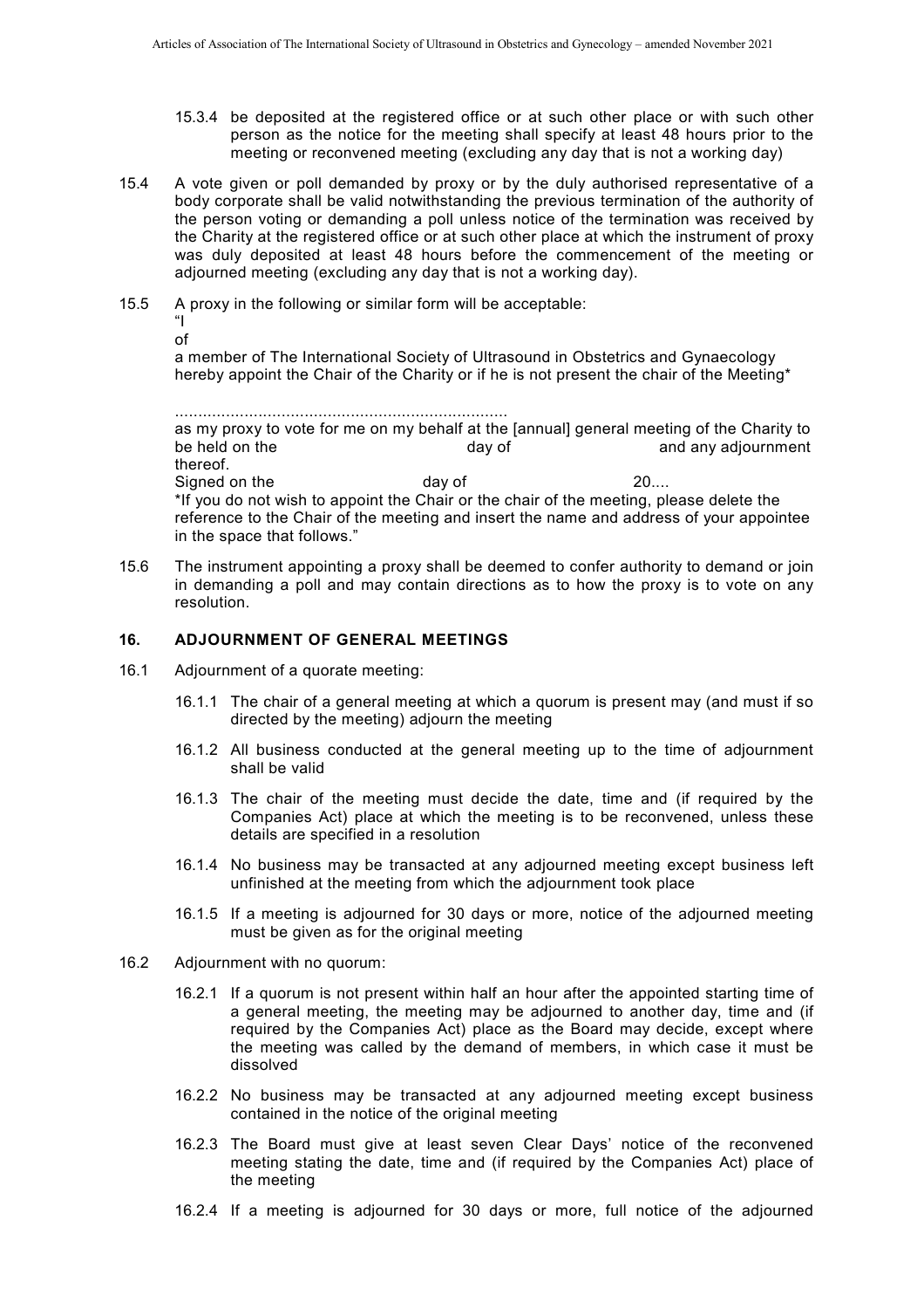15.3.4 be deposited at the registered office or at such other place or with such other person as the notice for the meeting shall specify at least 48 hours prior to the meeting or reconvened meeting (excluding any day that is not a working day)

15.4 A vote given or poll demanded by proxy or by the duly authorised representative of a body corporate shall be valid notwithstanding the previous termination of the authority of the person voting or demanding a poll unless notice of the termination was received by the Charity at the registered office or at such other place at which the instrument of proxy was duly deposited at least 48 hours before the commencement of the meeting or adjourned meeting (excluding any day that is not a working day).

15.5 A proxy in the following or similar form will be acceptable:

"I

of

a member of The International Society of Ultrasound in Obstetrics and Gynaecology hereby appoint the Chair of the Charity or if he is not present the chair of the Meeting*

........................................................................

as my proxy to vote for me on my behalf at the [annual] general meeting of the Charity to be held on the day of and any adjournment thereof.

Signed on the day of 20....

*If you do not wish to appoint the Chair or the chair of the meeting, please delete the reference to the Chair of the meeting and insert the name and address of your appointee in the space that follows."

15.6 The instrument appointing a proxy shall be deemed to confer authority to demand or join in demanding a poll and may contain directions as to how the proxy is to vote on any resolution.

## 16. ADJOURNMENT OF GENERAL MEETINGS

16.1 Adjournment of a quorate meeting:

16.1.1 The chair of a general meeting at which a quorum is present may (and must if so directed by the meeting) adjourn the meeting

16.1.2 All business conducted at the general meeting up to the time of adjournment shall be valid

16.1.3 The chair of the meeting must decide the date, time and (if required by the Companies Act) place at which the meeting is to be reconvened, unless these details are specified in a resolution

16.1.4 No business may be transacted at any adjourned meeting except business left unfinished at the meeting from which the adjournment took place

16.1.5 If a meeting is adjourned for 30 days or more, notice of the adjourned meeting must be given as for the original meeting

16.2 Adjournment with no quorum:

16.2.1 If a quorum is not present within half an hour after the appointed starting time of a general meeting, the meeting may be adjourned to another day, time and (if required by the Companies Act) place as the Board may decide, except where the meeting was called by the demand of members, in which case it must be dissolved

16.2.2 No business may be transacted at any adjourned meeting except business contained in the notice of the original meeting

16.2.3 The Board must give at least seven Clear Days' notice of the reconvened meeting stating the date, time and (if required by the Companies Act) place of the meeting

16.2.4 If a meeting is adjourned for 30 days or more, full notice of the adjourned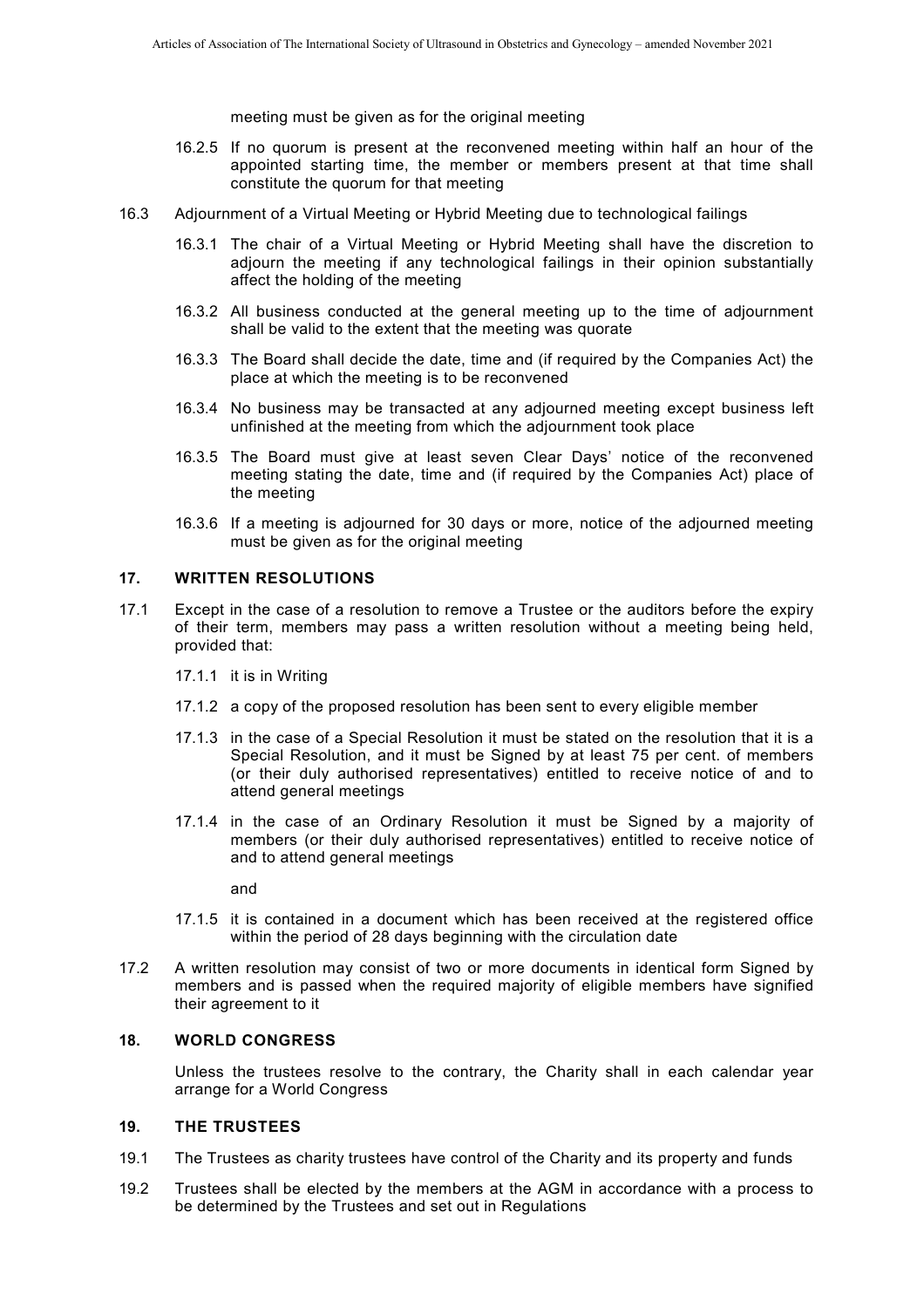meeting must be given as for the original meeting

16.2.5 If no quorum is present at the reconvened meeting within half an hour of the appointed starting time, the member or members present at that time shall constitute the quorum for that meeting

16.3 Adjournment of a Virtual Meeting or Hybrid Meeting due to technological failings

16.3.1 The chair of a Virtual Meeting or Hybrid Meeting shall have the discretion to adjourn the meeting if any technological failings in their opinion substantially affect the holding of the meeting

16.3.2 All business conducted at the general meeting up to the time of adjournment shall be valid to the extent that the meeting was quorate

16.3.3 The Board shall decide the date, time and (if required by the Companies Act) the place at which the meeting is to be reconvened

16.3.4 No business may be transacted at any adjourned meeting except business left unfinished at the meeting from which the adjournment took place

16.3.5 The Board must give at least seven Clear Days' notice of the reconvened meeting stating the date, time and (if required by the Companies Act) place of the meeting

16.3.6 If a meeting is adjourned for 30 days or more, notice of the adjourned meeting must be given as for the original meeting

## 17. WRITTEN RESOLUTIONS

17.1 Except in the case of a resolution to remove a Trustee or the auditors before the expiry of their term, members may pass a written resolution without a meeting being held, provided that:

17.1.1 it is in Writing

17.1.2 a copy of the proposed resolution has been sent to every eligible member

17.1.3 in the case of a Special Resolution it must be stated on the resolution that it is a Special Resolution, and it must be Signed by at least 75 per cent. of members (or their duly authorised representatives) entitled to receive notice of and to attend general meetings

17.1.4 in the case of an Ordinary Resolution it must be Signed by a majority of members (or their duly authorised representatives) entitled to receive notice of and to attend general meetings

and

17.1.5 it is contained in a document which has been received at the registered office within the period of 28 days beginning with the circulation date

17.2 A written resolution may consist of two or more documents in identical form Signed by members and is passed when the required majority of eligible members have signified their agreement to it

## 18. WORLD CONGRESS

Unless the trustees resolve to the contrary, the Charity shall in each calendar year arrange for a World Congress

## 19. THE TRUSTEES

19.1 The Trustees as charity trustees have control of the Charity and its property and funds

19.2 Trustees shall be elected by the members at the AGM in accordance with a process to be determined by the Trustees and set out in Regulations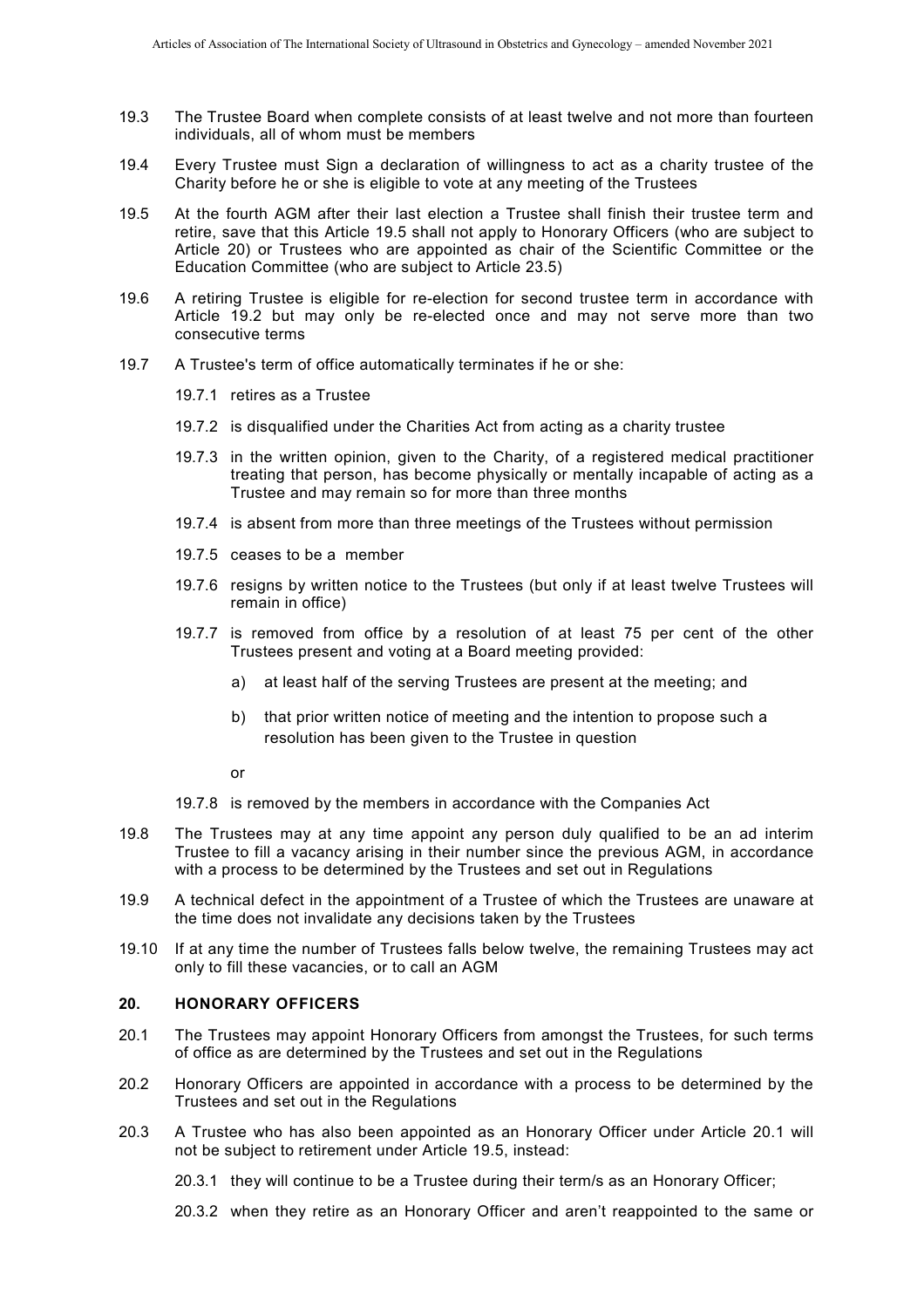19.3 The Trustee Board when complete consists of at least twelve and not more than fourteen individuals, all of whom must be members

19.4 Every Trustee must Sign a declaration of willingness to act as a charity trustee of the Charity before he or she is eligible to vote at any meeting of the Trustees

19.5 At the fourth AGM after their last election a Trustee shall finish their trustee term and retire, save that this Article 19.5 shall not apply to Honorary Officers (who are subject to Article 20) or Trustees who are appointed as chair of the Scientific Committee or the Education Committee (who are subject to Article 23.5)

19.6 A retiring Trustee is eligible for re-election for second trustee term in accordance with Article 19.2 but may only be re-elected once and may not serve more than two consecutive terms

19.7 A Trustee's term of office automatically terminates if he or she:

19.7.1 retires as a Trustee

19.7.2 is disqualified under the Charities Act from acting as a charity trustee

19.7.3 in the written opinion, given to the Charity, of a registered medical practitioner treating that person, has become physically or mentally incapable of acting as a Trustee and may remain so for more than three months

19.7.4 is absent from more than three meetings of the Trustees without permission

19.7.5 ceases to be a member

19.7.6 resigns by written notice to the Trustees (but only if at least twelve Trustees will remain in office)

19.7.7 is removed from office by a resolution of at least 75 per cent of the other Trustees present and voting at a Board meeting provided:

a) at least half of the serving Trustees are present at the meeting; and

b) that prior written notice of meeting and the intention to propose such a resolution has been given to the Trustee in question

or

19.7.8 is removed by the members in accordance with the Companies Act

19.8 The Trustees may at any time appoint any person duly qualified to be an ad interim Trustee to fill a vacancy arising in their number since the previous AGM, in accordance with a process to be determined by the Trustees and set out in Regulations

19.9 A technical defect in the appointment of a Trustee of which the Trustees are unaware at the time does not invalidate any decisions taken by the Trustees

19.10 If at any time the number of Trustees falls below twelve, the remaining Trustees may act only to fill these vacancies, or to call an AGM

## 20. HONORARY OFFICERS

20.1 The Trustees may appoint Honorary Officers from amongst the Trustees, for such terms of office as are determined by the Trustees and set out in the Regulations

20.2 Honorary Officers are appointed in accordance with a process to be determined by the Trustees and set out in the Regulations

20.3 A Trustee who has also been appointed as an Honorary Officer under Article 20.1 will not be subject to retirement under Article 19.5, instead:

20.3.1 they will continue to be a Trustee during their term/s as an Honorary Officer;

20.3.2 when they retire as an Honorary Officer and aren't reappointed to the same or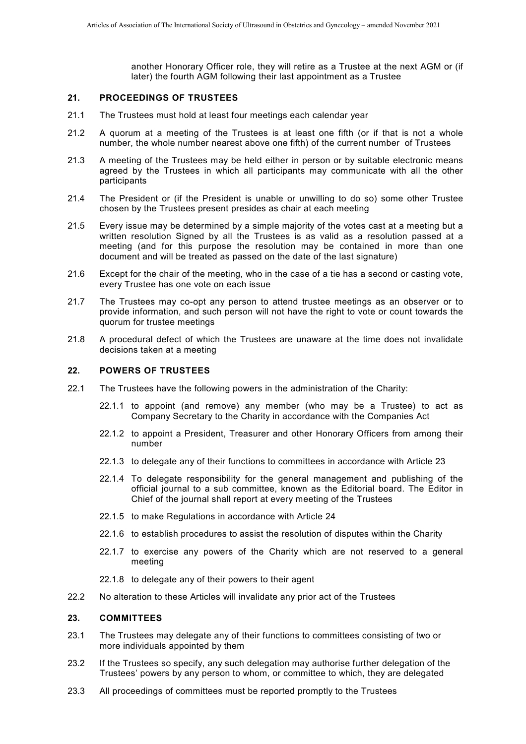another Honorary Officer role, they will retire as a Trustee at the next AGM or (if later) the fourth AGM following their last appointment as a Trustee

## 21. PROCEEDINGS OF TRUSTEES

21.1 The Trustees must hold at least four meetings each calendar year

21.2 A quorum at a meeting of the Trustees is at least one fifth (or if that is not a whole number, the whole number nearest above one fifth) of the current number of Trustees

21.3 A meeting of the Trustees may be held either in person or by suitable electronic means agreed by the Trustees in which all participants may communicate with all the other participants

21.4 The President or (if the President is unable or unwilling to do so) some other Trustee chosen by the Trustees present presides as chair at each meeting

21.5 Every issue may be determined by a simple majority of the votes cast at a meeting but a written resolution Signed by all the Trustees is as valid as a resolution passed at a meeting (and for this purpose the resolution may be contained in more than one document and will be treated as passed on the date of the last signature)

21.6 Except for the chair of the meeting, who in the case of a tie has a second or casting vote, every Trustee has one vote on each issue

21.7 The Trustees may co-opt any person to attend trustee meetings as an observer or to provide information, and such person will not have the right to vote or count towards the quorum for trustee meetings

21.8 A procedural defect of which the Trustees are unaware at the time does not invalidate decisions taken at a meeting

## 22. POWERS OF TRUSTEES

22.1 The Trustees have the following powers in the administration of the Charity:

22.1.1 to appoint (and remove) any member (who may be a Trustee) to act as Company Secretary to the Charity in accordance with the Companies Act

22.1.2 to appoint a President, Treasurer and other Honorary Officers from among their number

22.1.3 to delegate any of their functions to committees in accordance with Article 23

22.1.4 To delegate responsibility for the general management and publishing of the official journal to a sub committee, known as the Editorial board. The Editor in Chief of the journal shall report at every meeting of the Trustees

22.1.5 to make Regulations in accordance with Article 24

22.1.6 to establish procedures to assist the resolution of disputes within the Charity

22.1.7 to exercise any powers of the Charity which are not reserved to a general meeting

22.1.8 to delegate any of their powers to their agent

22.2 No alteration to these Articles will invalidate any prior act of the Trustees

## 23. COMMITTEES

23.1 The Trustees may delegate any of their functions to committees consisting of two or more individuals appointed by them

23.2 If the Trustees so specify, any such delegation may authorise further delegation of the Trustees' powers by any person to whom, or committee to which, they are delegated

23.3 All proceedings of committees must be reported promptly to the Trustees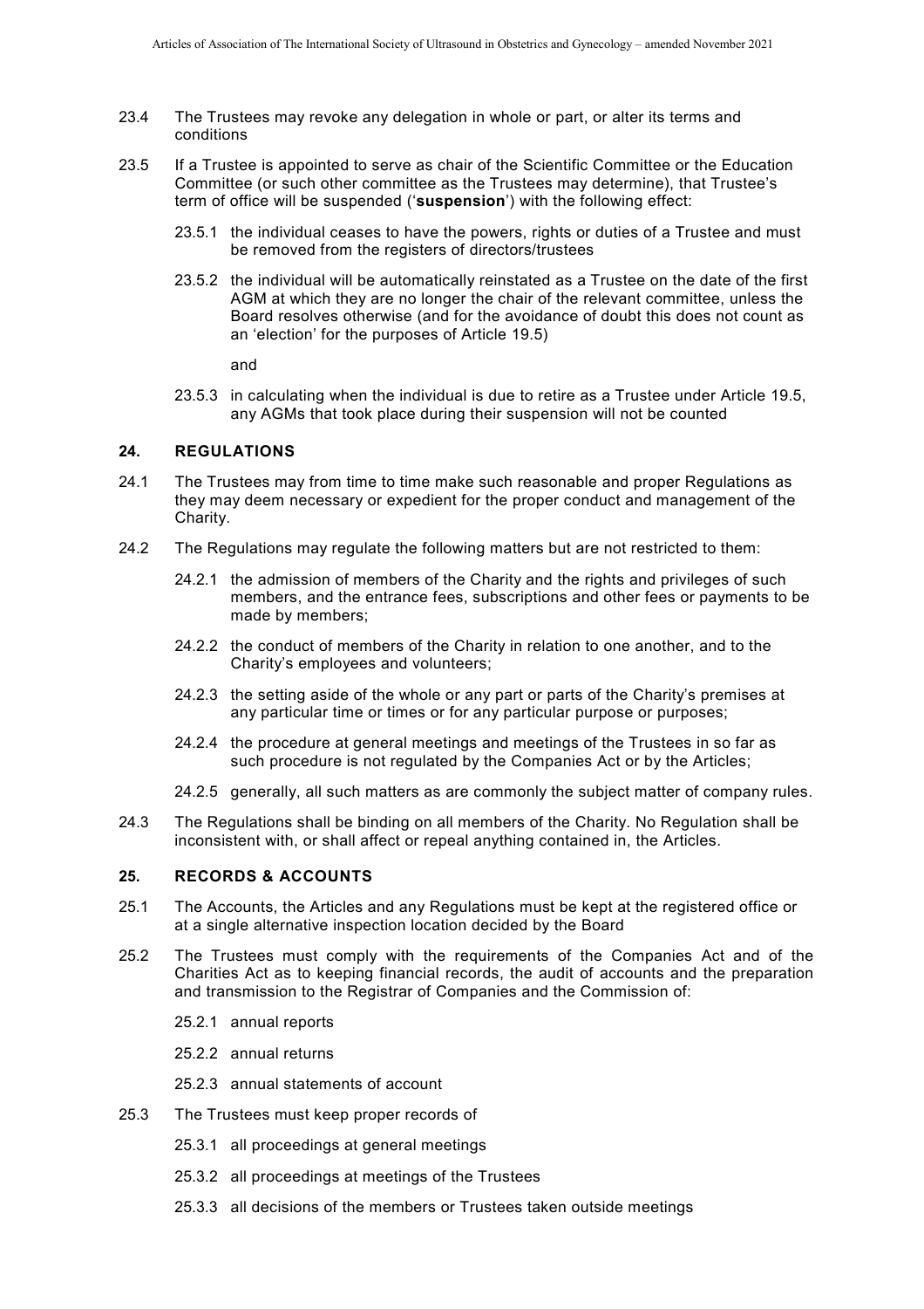23.4 The Trustees may revoke any delegation in whole or part, or alter its terms and conditions

23.5 If a Trustee is appointed to serve as chair of the Scientific Committee or the Education Committee (or such other committee as the Trustees may determine), that Trustee's term of office will be suspended ('**suspension**') with the following effect:

23.5.1 the individual ceases to have the powers, rights or duties of a Trustee and must be removed from the registers of directors/trustees

23.5.2 the individual will be automatically reinstated as a Trustee on the date of the first AGM at which they are no longer the chair of the relevant committee, unless the Board resolves otherwise (and for the avoidance of doubt this does not count as an 'election' for the purposes of Article 19.5)

and

23.5.3 in calculating when the individual is due to retire as a Trustee under Article 19.5, any AGMs that took place during their suspension will not be counted

## 24. REGULATIONS

24.1 The Trustees may from time to time make such reasonable and proper Regulations as they may deem necessary or expedient for the proper conduct and management of the Charity.

24.2 The Regulations may regulate the following matters but are not restricted to them:

24.2.1 the admission of members of the Charity and the rights and privileges of such members, and the entrance fees, subscriptions and other fees or payments to be made by members;

24.2.2 the conduct of members of the Charity in relation to one another, and to the Charity's employees and volunteers;

24.2.3 the setting aside of the whole or any part or parts of the Charity's premises at any particular time or times or for any particular purpose or purposes;

24.2.4 the procedure at general meetings and meetings of the Trustees in so far as such procedure is not regulated by the Companies Act or by the Articles;

24.2.5 generally, all such matters as are commonly the subject matter of company rules.

24.3 The Regulations shall be binding on all members of the Charity. No Regulation shall be inconsistent with, or shall affect or repeal anything contained in, the Articles.

## 25. RECORDS & ACCOUNTS

25.1 The Accounts, the Articles and any Regulations must be kept at the registered office or at a single alternative inspection location decided by the Board

25.2 The Trustees must comply with the requirements of the Companies Act and of the Charities Act as to keeping financial records, the audit of accounts and the preparation and transmission to the Registrar of Companies and the Commission of:

25.2.1 annual reports

25.2.2 annual returns

25.2.3 annual statements of account

25.3 The Trustees must keep proper records of

25.3.1 all proceedings at general meetings

25.3.2 all proceedings at meetings of the Trustees

25.3.3 all decisions of the members or Trustees taken outside meetings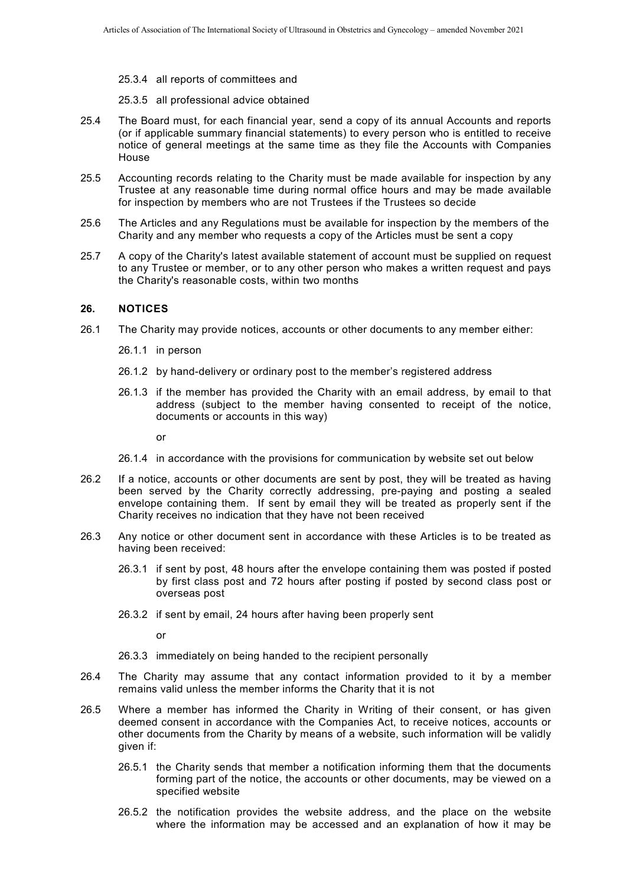25.3.4 all reports of committees and

25.3.5 all professional advice obtained

25.4 The Board must, for each financial year, send a copy of its annual Accounts and reports (or if applicable summary financial statements) to every person who is entitled to receive notice of general meetings at the same time as they file the Accounts with Companies House

25.5 Accounting records relating to the Charity must be made available for inspection by any Trustee at any reasonable time during normal office hours and may be made available for inspection by members who are not Trustees if the Trustees so decide

25.6 The Articles and any Regulations must be available for inspection by the members of the Charity and any member who requests a copy of the Articles must be sent a copy

25.7 A copy of the Charity's latest available statement of account must be supplied on request to any Trustee or member, or to any other person who makes a written request and pays the Charity's reasonable costs, within two months

## 26. NOTICES

26.1 The Charity may provide notices, accounts or other documents to any member either:

26.1.1 in person

26.1.2 by hand-delivery or ordinary post to the member's registered address

26.1.3 if the member has provided the Charity with an email address, by email to that address (subject to the member having consented to receipt of the notice, documents or accounts in this way)

or

26.1.4 in accordance with the provisions for communication by website set out below

26.2 If a notice, accounts or other documents are sent by post, they will be treated as having been served by the Charity correctly addressing, pre-paying and posting a sealed envelope containing them. If sent by email they will be treated as properly sent if the Charity receives no indication that they have not been received

26.3 Any notice or other document sent in accordance with these Articles is to be treated as having been received:

26.3.1 if sent by post, 48 hours after the envelope containing them was posted if posted by first class post and 72 hours after posting if posted by second class post or overseas post

26.3.2 if sent by email, 24 hours after having been properly sent

or

26.3.3 immediately on being handed to the recipient personally

26.4 The Charity may assume that any contact information provided to it by a member remains valid unless the member informs the Charity that it is not

26.5 Where a member has informed the Charity in Writing of their consent, or has given deemed consent in accordance with the Companies Act, to receive notices, accounts or other documents from the Charity by means of a website, such information will be validly given if:

26.5.1 the Charity sends that member a notification informing them that the documents forming part of the notice, the accounts or other documents, may be viewed on a specified website

26.5.2 the notification provides the website address, and the place on the website where the information may be accessed and an explanation of how it may be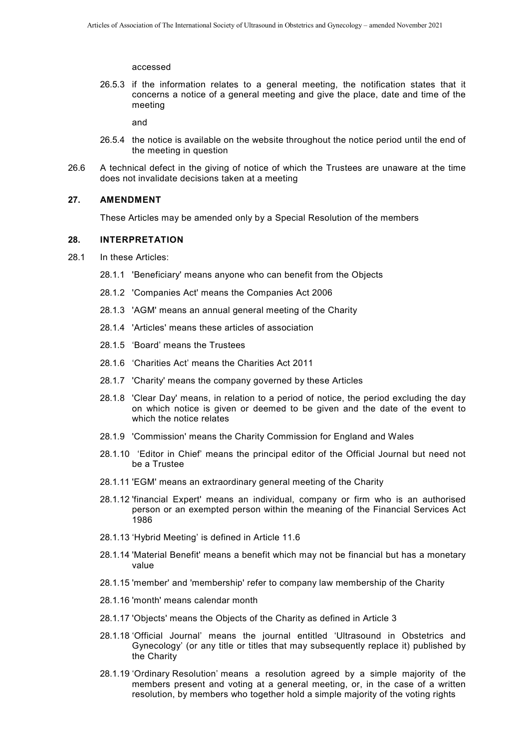accessed

26.5.3 if the information relates to a general meeting, the notification states that it concerns a notice of a general meeting and give the place, date and time of the meeting

and

26.5.4 the notice is available on the website throughout the notice period until the end of the meeting in question

26.6 A technical defect in the giving of notice of which the Trustees are unaware at the time does not invalidate decisions taken at a meeting

## 27. AMENDMENT

These Articles may be amended only by a Special Resolution of the members

## 28. INTERPRETATION

28.1 In these Articles:

28.1.1 'Beneficiary' means anyone who can benefit from the Objects

28.1.2 'Companies Act' means the Companies Act 2006

28.1.3 'AGM' means an annual general meeting of the Charity

28.1.4 'Articles' means these articles of association

28.1.5 'Board' means the Trustees

28.1.6 'Charities Act' means the Charities Act 2011

28.1.7 'Charity' means the company governed by these Articles

28.1.8 'Clear Day' means, in relation to a period of notice, the period excluding the day on which notice is given or deemed to be given and the date of the event to which the notice relates

28.1.9 'Commission' means the Charity Commission for England and Wales

28.1.10 'Editor in Chief' means the principal editor of the Official Journal but need not be a Trustee

28.1.11 'EGM' means an extraordinary general meeting of the Charity

28.1.12 'financial Expert' means an individual, company or firm who is an authorised person or an exempted person within the meaning of the Financial Services Act 1986

28.1.13 'Hybrid Meeting' is defined in Article 11.6

28.1.14 'Material Benefit' means a benefit which may not be financial but has a monetary value

28.1.15 'member' and 'membership' refer to company law membership of the Charity

28.1.16 'month' means calendar month

28.1.17 'Objects' means the Objects of the Charity as defined in Article 3

28.1.18 'Official Journal' means the journal entitled 'Ultrasound in Obstetrics and Gynecology' (or any title or titles that may subsequently replace it) published by the Charity

28.1.19 'Ordinary Resolution' means a resolution agreed by a simple majority of the members present and voting at a general meeting, or, in the case of a written resolution, by members who together hold a simple majority of the voting rights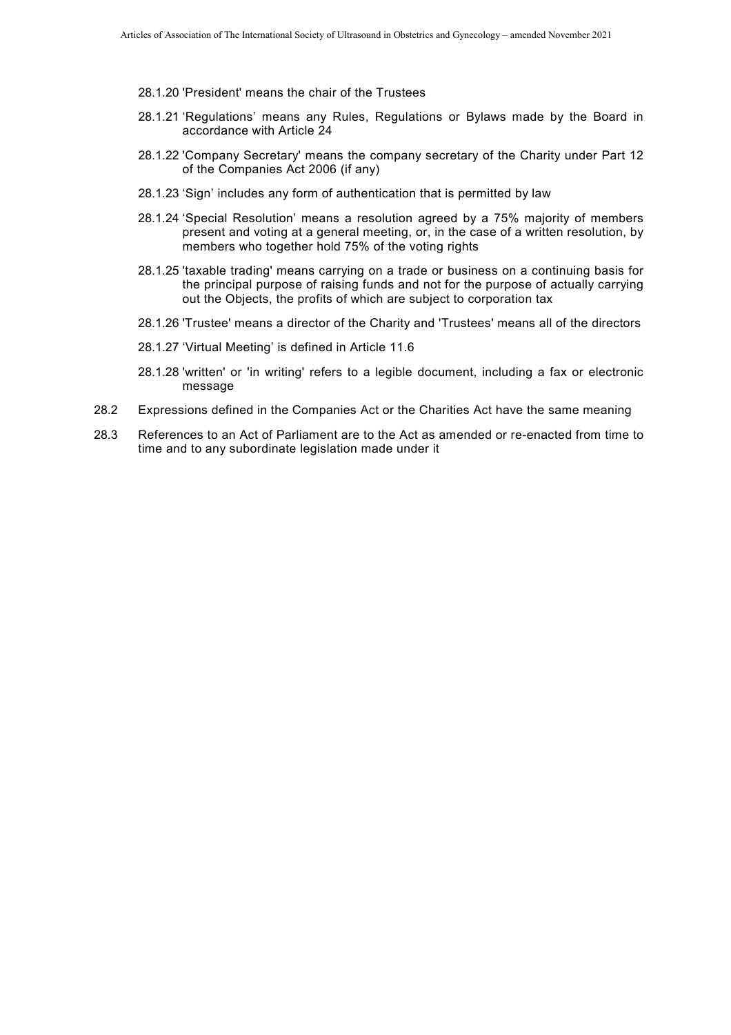28.1.20 'President' means the chair of the Trustees

28.1.21 'Regulations' means any Rules, Regulations or Bylaws made by the Board in accordance with Article 24

28.1.22 'Company Secretary' means the company secretary of the Charity under Part 12 of the Companies Act 2006 (if any)

28.1.23 'Sign' includes any form of authentication that is permitted by law

28.1.24 'Special Resolution' means a resolution agreed by a 75% majority of members present and voting at a general meeting, or, in the case of a written resolution, by members who together hold 75% of the voting rights

28.1.25 'taxable trading' means carrying on a trade or business on a continuing basis for the principal purpose of raising funds and not for the purpose of actually carrying out the Objects, the profits of which are subject to corporation tax

28.1.26 'Trustee' means a director of the Charity and 'Trustees' means all of the directors

28.1.27 'Virtual Meeting' is defined in Article 11.6

28.1.28 'written' or 'in writing' refers to a legible document, including a fax or electronic message

28.2 Expressions defined in the Companies Act or the Charities Act have the same meaning

28.3 References to an Act of Parliament are to the Act as amended or re-enacted from time to time and to any subordinate legislation made under it